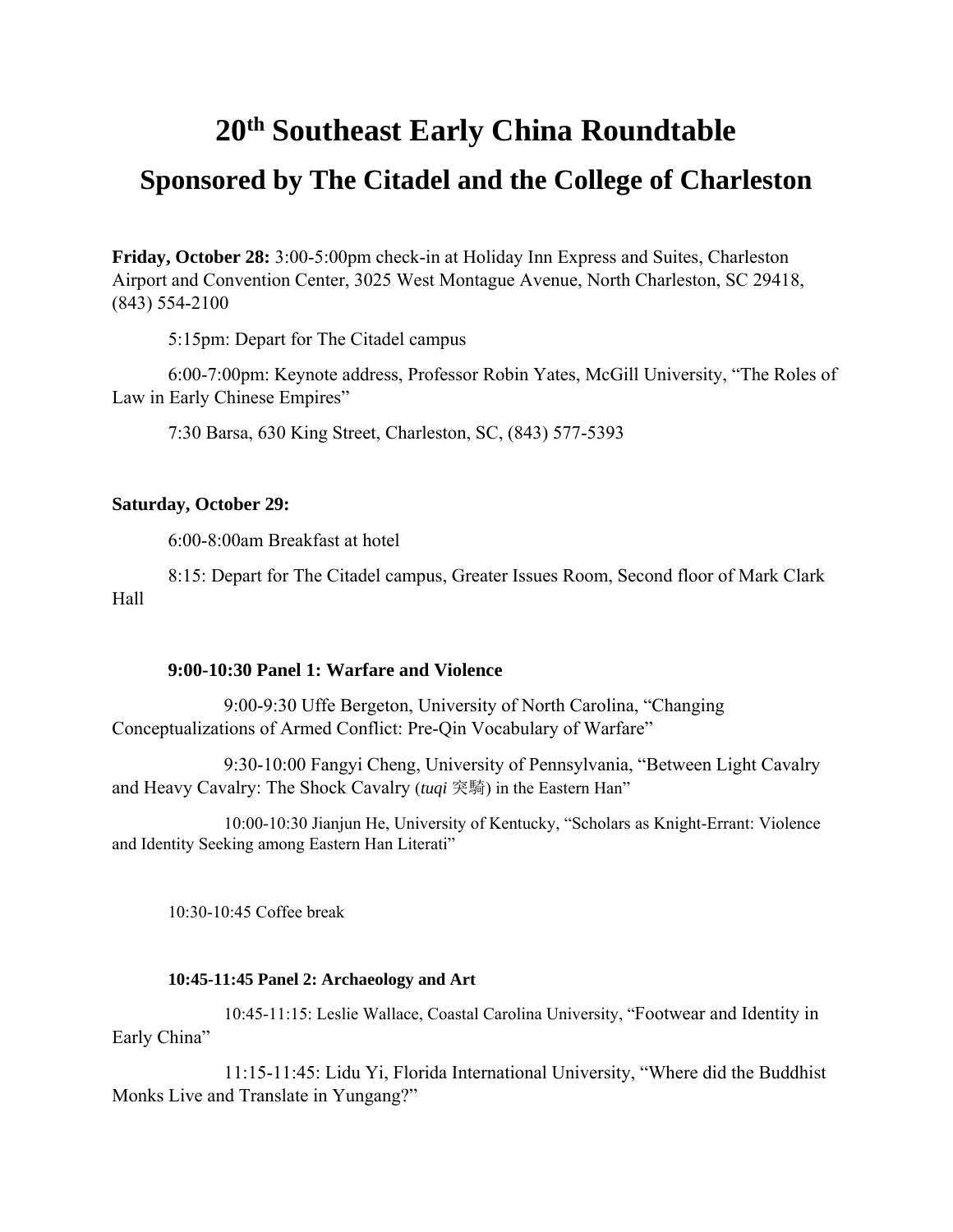# 20th Southeast Early China Roundtable

## Sponsored by The Citadel and the College of Charleston

**Friday, October 28:** 3:00-5:00pm check-in at Holiday Inn Express and Suites, Charleston Airport and Convention Center, 3025 West Montague Avenue, North Charleston, SC 29418, (843) 554-2100

5:15pm: Depart for The Citadel campus

6:00-7:00pm: Keynote address, Professor Robin Yates, McGill University, "The Roles of Law in Early Chinese Empires"

7:30 Barsa, 630 King Street, Charleston, SC, (843) 577-5393

**Saturday, October 29:**

6:00-8:00am Breakfast at hotel

8:15: Depart for The Citadel campus, Greater Issues Room, Second floor of Mark Clark Hall

**9:00-10:30 Panel 1: Warfare and Violence**

9:00-9:30 Uffe Bergeton, University of North Carolina, "Changing Conceptualizations of Armed Conflict: Pre-Qin Vocabulary of Warfare"

9:30-10:00 Fangyi Cheng, University of Pennsylvania, "Between Light Cavalry and Heavy Cavalry: The Shock Cavalry (*tuqi* 突騎) in the Eastern Han"

10:00-10:30 Jianjun He, University of Kentucky, "Scholars as Knight-Errant: Violence and Identity Seeking among Eastern Han Literati"

10:30-10:45 Coffee break

**10:45-11:45 Panel 2: Archaeology and Art**

10:45-11:15: Leslie Wallace, Coastal Carolina University, "Footwear and Identity in Early China"

11:15-11:45: Lidu Yi, Florida International University, "Where did the Buddhist Monks Live and Translate in Yungang?"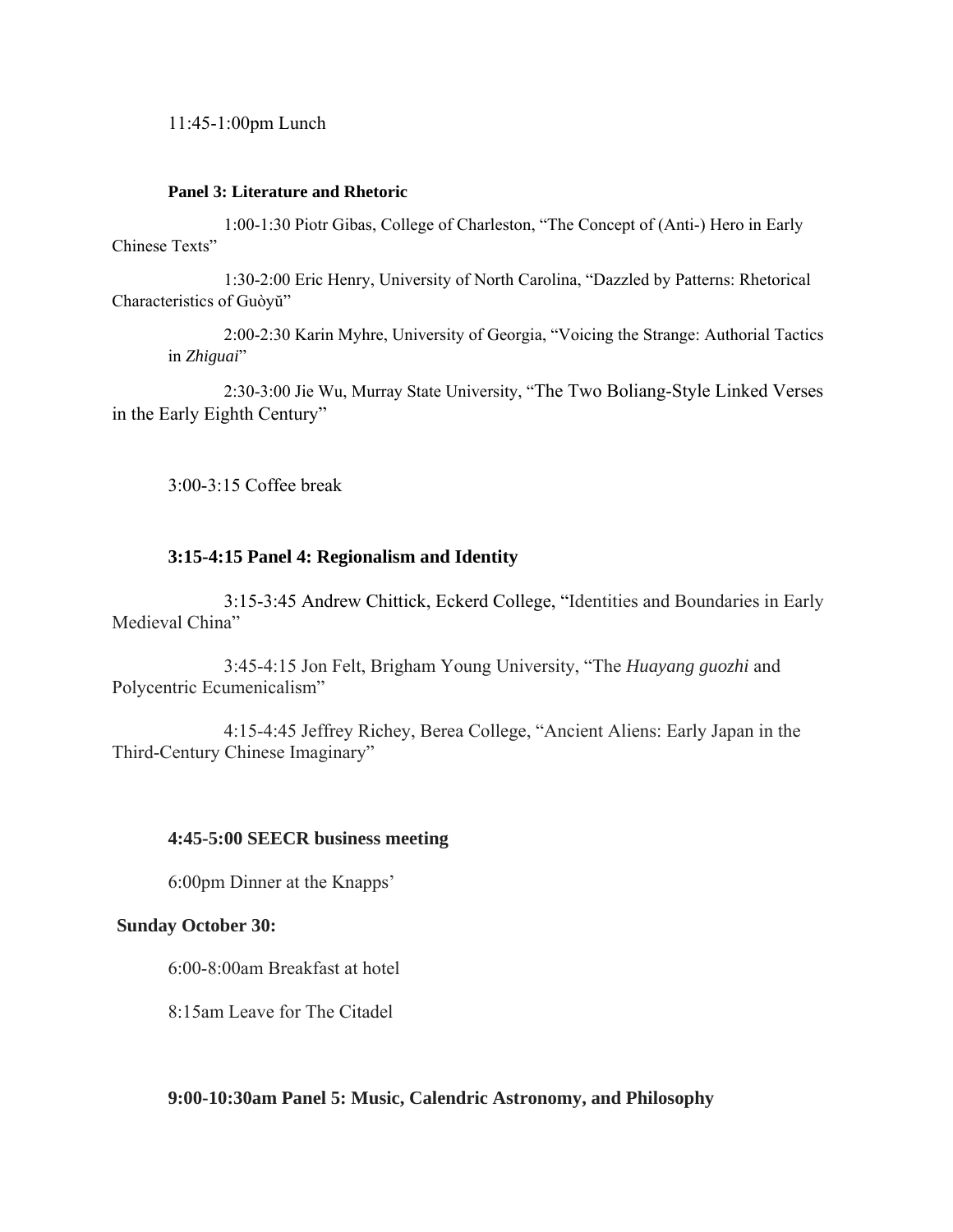11:45-1:00pm Lunch

**Panel 3: Literature and Rhetoric**

1:00-1:30 Piotr Gibas, College of Charleston, "The Concept of (Anti-) Hero in Early Chinese Texts"

1:30-2:00 Eric Henry, University of North Carolina, "Dazzled by Patterns: Rhetorical Characteristics of Guòyǔ"

2:00-2:30 Karin Myhre, University of Georgia, "Voicing the Strange: Authorial Tactics in *Zhiguai*"

2:30-3:00 Jie Wu, Murray State University, "The Two Boliang-Style Linked Verses in the Early Eighth Century"

3:00-3:15 Coffee break

**3:15-4:15 Panel 4: Regionalism and Identity**

3:15-3:45 Andrew Chittick, Eckerd College, "Identities and Boundaries in Early Medieval China"

3:45-4:15 Jon Felt, Brigham Young University, "The *Huayang guozhi* and Polycentric Ecumenicalism"

4:15-4:45 Jeffrey Richey, Berea College, "Ancient Aliens: Early Japan in the Third-Century Chinese Imaginary"

**4:45-5:00 SEECR business meeting**

6:00pm Dinner at the Knapps'

**Sunday October 30:**

6:00-8:00am Breakfast at hotel

8:15am Leave for The Citadel

**9:00-10:30am Panel 5: Music, Calendric Astronomy, and Philosophy**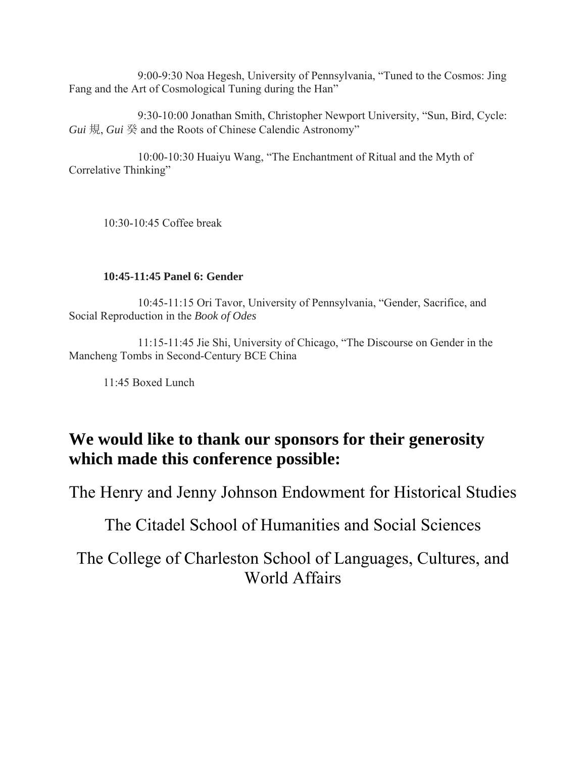9:00-9:30 Noa Hegesh, University of Pennsylvania, "Tuned to the Cosmos: Jing Fang and the Art of Cosmological Tuning during the Han"

9:30-10:00 Jonathan Smith, Christopher Newport University, "Sun, Bird, Cycle: *Gui* 規, *Gui* 癸 and the Roots of Chinese Calendic Astronomy"

10:00-10:30 Huaiyu Wang, "The Enchantment of Ritual and the Myth of Correlative Thinking"

10:30-10:45 Coffee break

**10:45-11:45 Panel 6: Gender**

10:45-11:15 Ori Tavor, University of Pennsylvania, "Gender, Sacrifice, and Social Reproduction in the *Book of Odes*

11:15-11:45 Jie Shi, University of Chicago, "The Discourse on Gender in the Mancheng Tombs in Second-Century BCE China

11:45 Boxed Lunch

## We would like to thank our sponsors for their generosity which made this conference possible:

The Henry and Jenny Johnson Endowment for Historical Studies

The Citadel School of Humanities and Social Sciences

The College of Charleston School of Languages, Cultures, and World Affairs